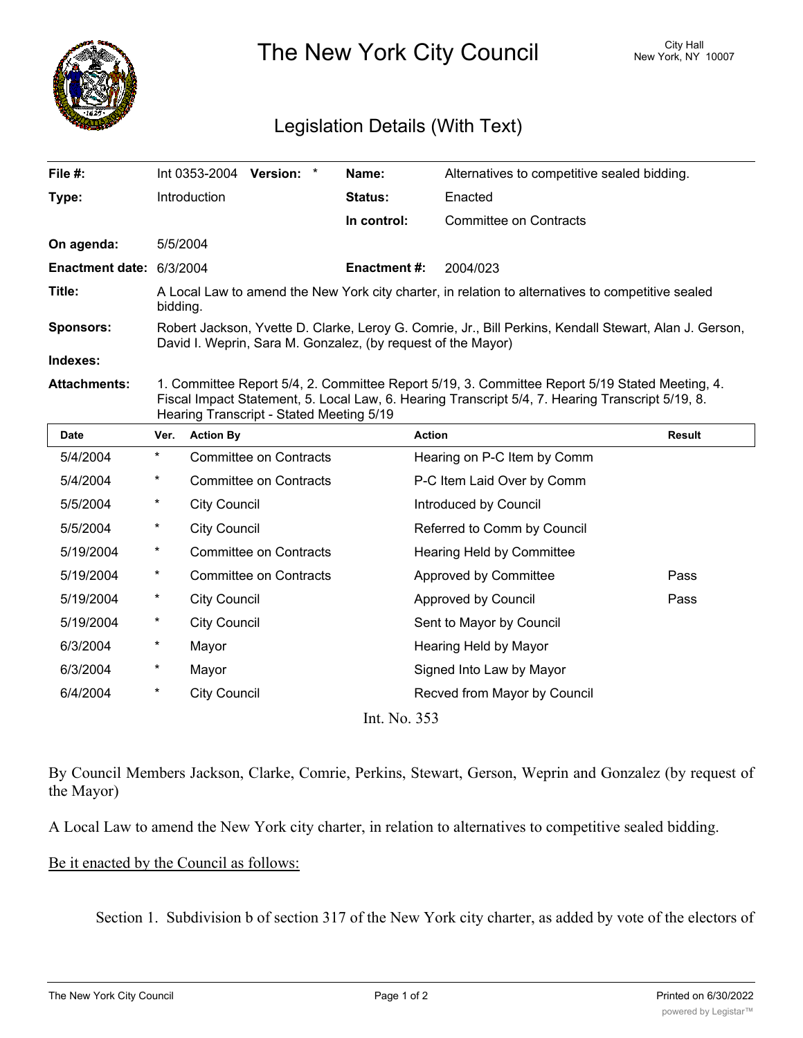# The New York City Council

City Hall
New York, NY 10007

## Legislation Details (With Text)

| | | | |
|---|---|---|---|
| **File #:** | Int 0353-2004 **Version:** * | **Name:** | Alternatives to competitive sealed bidding. |
| **Type:** | Introduction | **Status:** | Enacted |
| | | **In control:** | Committee on Contracts |
| **On agenda:** | 5/5/2004 | | |
| **Enactment date:** | 6/3/2004 | **Enactment #:** | 2004/023 |

**Title:** A Local Law to amend the New York city charter, in relation to alternatives to competitive sealed bidding.

**Sponsors:** Robert Jackson, Yvette D. Clarke, Leroy G. Comrie, Jr., Bill Perkins, Kendall Stewart, Alan J. Gerson, David I. Weprin, Sara M. Gonzalez, (by request of the Mayor)

**Indexes:**

**Attachments:** 1. Committee Report 5/4, 2. Committee Report 5/19, 3. Committee Report 5/19 Stated Meeting, 4. Fiscal Impact Statement, 5. Local Law, 6. Hearing Transcript 5/4, 7. Hearing Transcript 5/19, 8. Hearing Transcript - Stated Meeting 5/19

| Date | Ver. | Action By | Action | Result |
|---|---|---|---|---|
| 5/4/2004 | * | Committee on Contracts | Hearing on P-C Item by Comm | |
| 5/4/2004 | * | Committee on Contracts | P-C Item Laid Over by Comm | |
| 5/5/2004 | * | City Council | Introduced by Council | |
| 5/5/2004 | * | City Council | Referred to Comm by Council | |
| 5/19/2004 | * | Committee on Contracts | Hearing Held by Committee | |
| 5/19/2004 | * | Committee on Contracts | Approved by Committee | Pass |
| 5/19/2004 | * | City Council | Approved by Council | Pass |
| 5/19/2004 | * | City Council | Sent to Mayor by Council | |
| 6/3/2004 | * | Mayor | Hearing Held by Mayor | |
| 6/3/2004 | * | Mayor | Signed Into Law by Mayor | |
| 6/4/2004 | * | City Council | Recved from Mayor by Council | |

Int. No. 353

By Council Members Jackson, Clarke, Comrie, Perkins, Stewart, Gerson, Weprin and Gonzalez (by request of the Mayor)

A Local Law to amend the New York city charter, in relation to alternatives to competitive sealed bidding.

Be it enacted by the Council as follows:

Section 1. Subdivision b of section 317 of the New York city charter, as added by vote of the electors of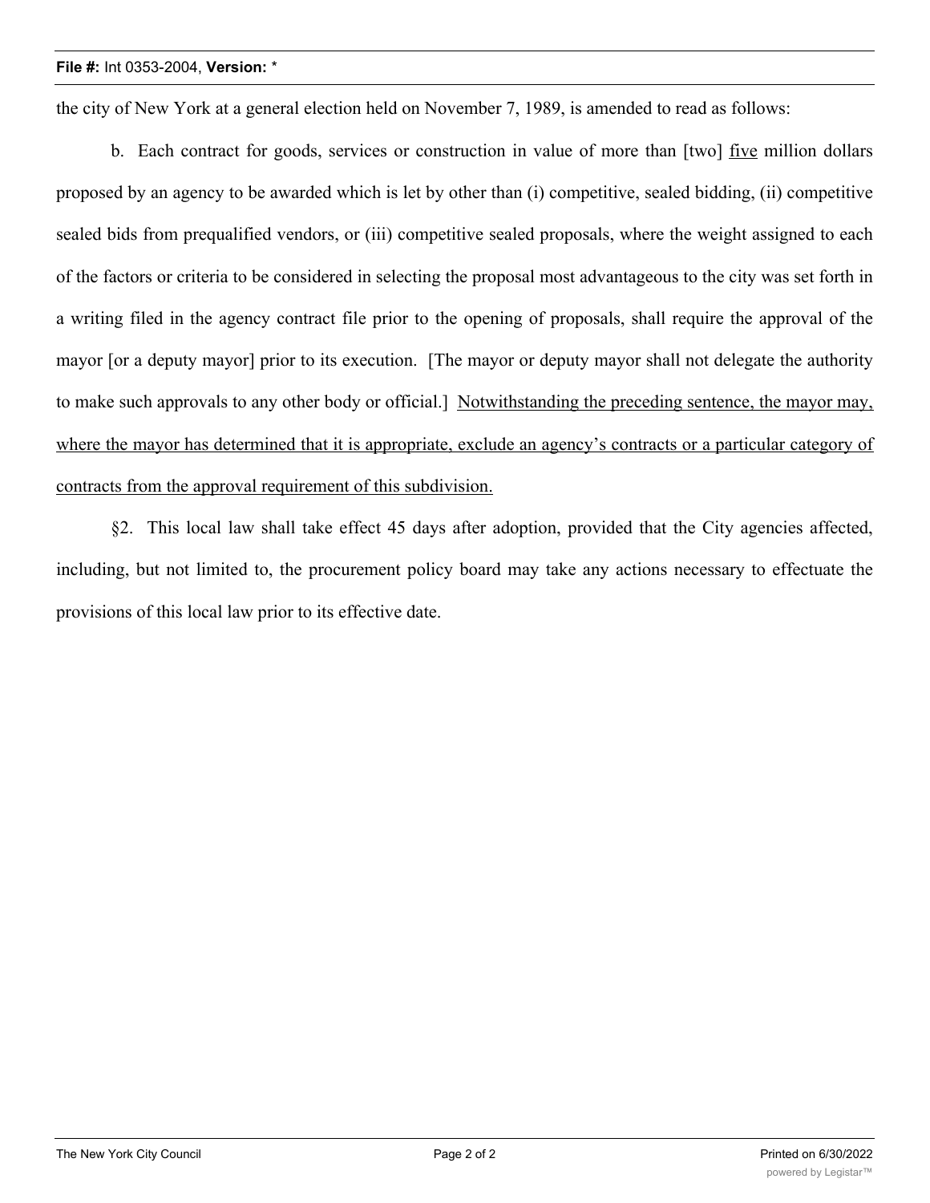the city of New York at a general election held on November 7, 1989, is amended to read as follows:

b. Each contract for goods, services or construction in value of more than [two] five million dollars proposed by an agency to be awarded which is let by other than (i) competitive, sealed bidding, (ii) competitive sealed bids from prequalified vendors, or (iii) competitive sealed proposals, where the weight assigned to each of the factors or criteria to be considered in selecting the proposal most advantageous to the city was set forth in a writing filed in the agency contract file prior to the opening of proposals, shall require the approval of the mayor [or a deputy mayor] prior to its execution. [The mayor or deputy mayor shall not delegate the authority to make such approvals to any other body or official.] Notwithstanding the preceding sentence, the mayor may, where the mayor has determined that it is appropriate, exclude an agency's contracts or a particular category of contracts from the approval requirement of this subdivision.

§2. This local law shall take effect 45 days after adoption, provided that the City agencies affected, including, but not limited to, the procurement policy board may take any actions necessary to effectuate the provisions of this local law prior to its effective date.